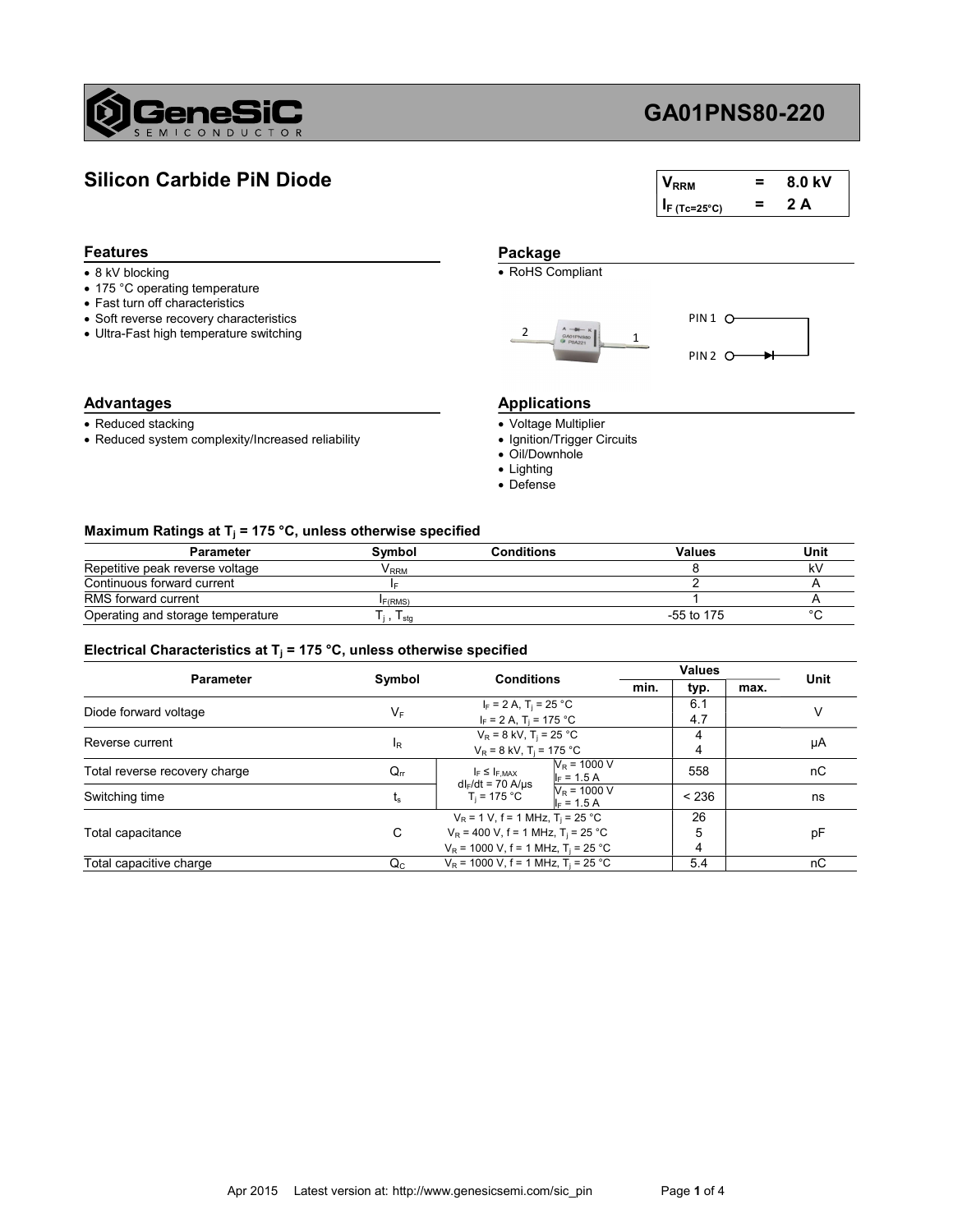# GA01PNS80-220

## Silicon Carbide PiN Diode

| | | |
|---|---|---|
| $V_{RRM}$ | = | 8.0 kV |
| $I_{F\ (Tc=25°C)}$ | = | 2 A |

### Features

- 8 kV blocking
- 175 °C operating temperature
- Fast turn off characteristics
- Soft reverse recovery characteristics
- Ultra-Fast high temperature switching

### Package

- RoHS Compliant

2

1

PIN 1

PIN 2

### Advantages

- Reduced stacking
- Reduced system complexity/Increased reliability

### Applications

- Voltage Multiplier
- Ignition/Trigger Circuits
- Oil/Downhole
- Lighting
- Defense

### Maximum Ratings at $T_j$ = 175 °C, unless otherwise specified

| Parameter | Symbol | Conditions | Values | Unit |
|---|---|---|---|---|
| Repetitive peak reverse voltage | $V_{RRM}$ | | 8 | kV |
| Continuous forward current | $I_F$ | | 2 | A |
| RMS forward current | $I_{F(RMS)}$ | | 1 | A |
| Operating and storage temperature | $T_j$ , $T_{stg}$ | | -55 to 175 | °C |

### Electrical Characteristics at $T_j$ = 175 °C, unless otherwise specified

| Parameter | Symbol | Conditions | | Values | | | Unit |
|---|---|---|---|---|---|---|---|
| | | | | min. | typ. | max. | |
| Diode forward voltage | $V_F$ | $I_F$ = 2 A, $T_j$ = 25 °C | | | 6.1 | | V |
| | | $I_F$ = 2 A, $T_j$ = 175 °C | | | 4.7 | | |
| Reverse current | $I_R$ | $V_R$ = 8 kV, $T_j$ = 25 °C | | | 4 | | µA |
| | | $V_R$ = 8 kV, $T_j$ = 175 °C | | | 4 | | |
| Total reverse recovery charge | $Q_{rr}$ | $I_F \leq I_{F,MAX}$ $dI_F/dt$ = 70 A/µs $T_j$ = 175 °C | $V_R$ = 1000 V $I_F$ = 1.5 A | | 558 | | nC |
| Switching time | $t_s$ | | $V_R$ = 1000 V $I_F$ = 1.5 A | | < 236 | | ns |
| Total capacitance | C | $V_R$ = 1 V, f = 1 MHz, $T_j$ = 25 °C | | | 26 | | pF |
| | | $V_R$ = 400 V, f = 1 MHz, $T_j$ = 25 °C | | | 5 | | |
| | | $V_R$ = 1000 V, f = 1 MHz, $T_j$ = 25 °C | | | 4 | | |
| Total capacitive charge | $Q_C$ | $V_R$ = 1000 V, f = 1 MHz, $T_j$ = 25 °C | | | 5.4 | | nC |

Apr 2015 Latest version at: http://www.genesicsemi.com/sic_pin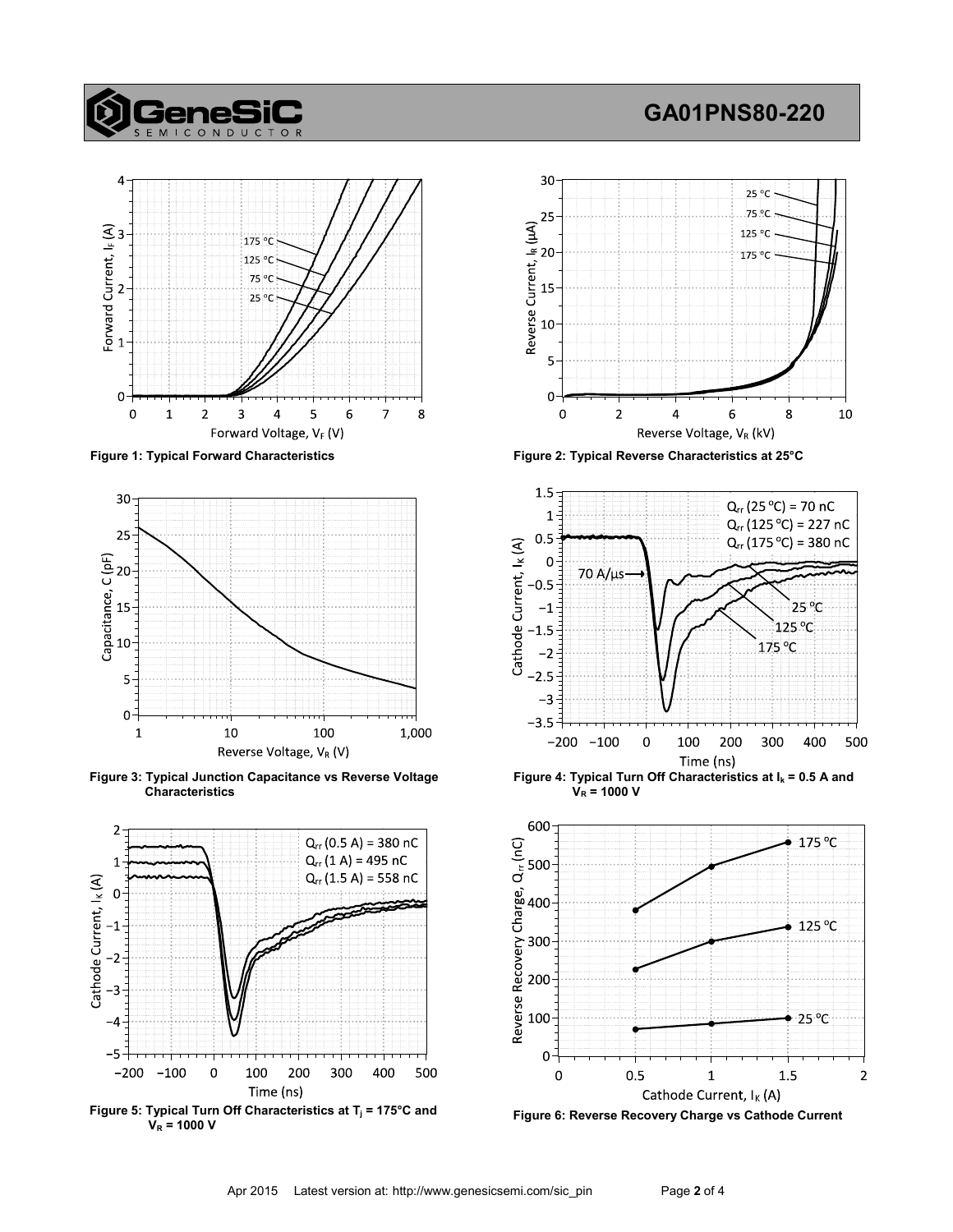Forward Current, $I_F$ (A)

Forward Voltage, $V_F$ (V)

175 °C
125 °C
75 °C
25 °C

**Figure 1: Typical Forward Characteristics**

Reverse Current, $I_R$ (μA)

Reverse Voltage, $V_R$ (kV)

25 °C
75 °C
125 °C
175 °C

**Figure 2: Typical Reverse Characteristics at 25°C**

Capacitance, C (pF)

Reverse Voltage, $V_R$ (V)

**Figure 3: Typical Junction Capacitance vs Reverse Voltage Characteristics**

Cathode Current, $I_K$ (A)

Time (ns)

$Q_{rr}$ (25 °C) = 70 nC
$Q_{rr}$ (125 °C) = 227 nC
$Q_{rr}$ (175 °C) = 380 nC

70 A/μs

25 °C
125 °C
175 °C

**Figure 4: Typical Turn Off Characteristics at $I_k$ = 0.5 A and $V_R$ = 1000 V**

Cathode Current, $I_K$ (A)

Time (ns)

$Q_{rr}$ (0.5 A) = 380 nC
$Q_{rr}$ (1 A) = 495 nC
$Q_{rr}$ (1.5 A) = 558 nC

**Figure 5: Typical Turn Off Characteristics at $T_j$ = 175°C and $V_R$ = 1000 V**

Reverse Recovery Charge, $Q_{rr}$ (nC)

Cathode Current, $I_K$ (A)

175 °C
125 °C
25 °C

**Figure 6: Reverse Recovery Charge vs Cathode Current**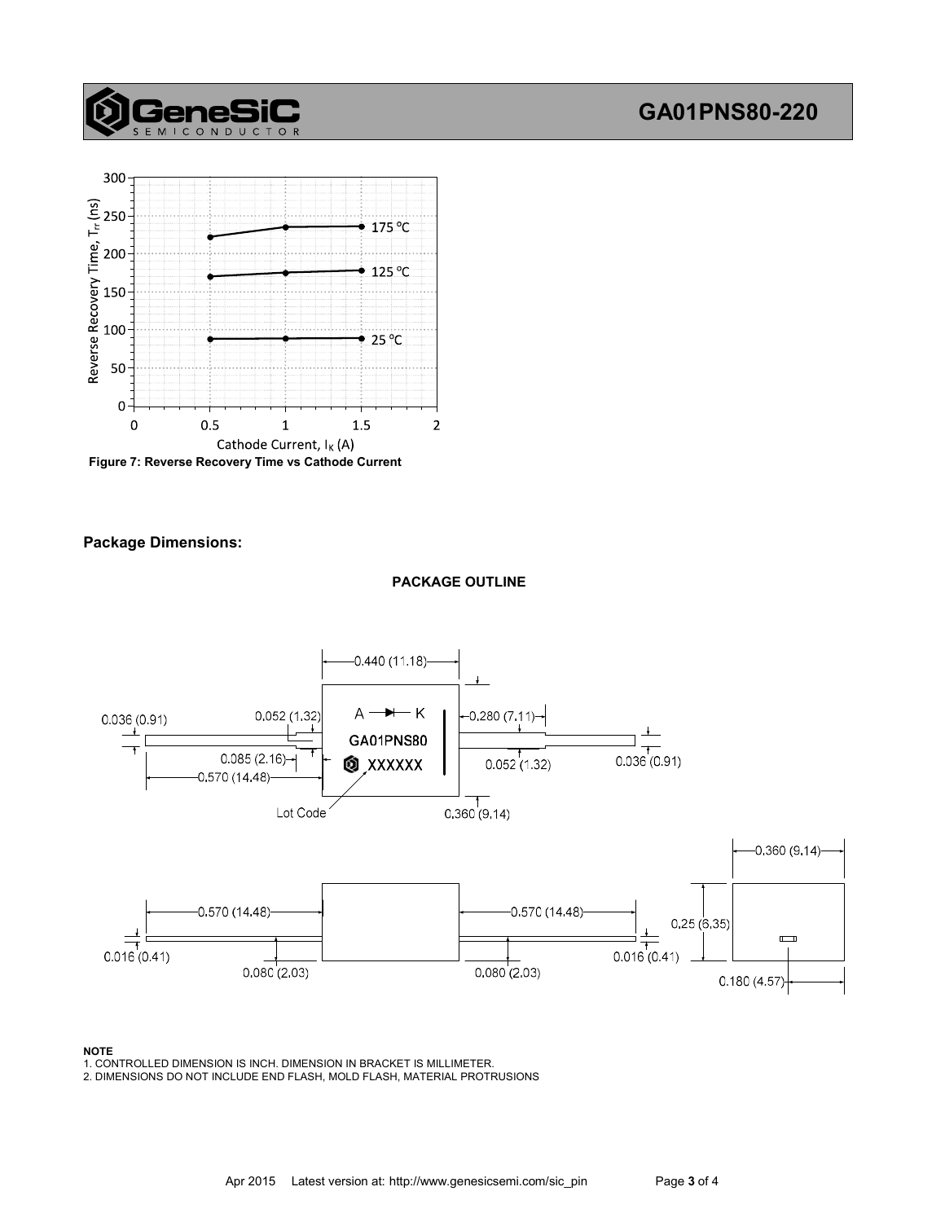300
250
200
150
100
50
0

0 0.5 1 1.5 2

Reverse Recovery Time, $T_{rr}$ (ns)

Cathode Current, $I_K$ (A)

175 °C

125 °C

25 °C

**Figure 7: Reverse Recovery Time vs Cathode Current**

### Package Dimensions:

**PACKAGE OUTLINE**

0.440 (11.18)

0.036 (0.91)

0.052 (1.32)

A K

0.280 (7.11)

GA01PNS80

0.085 (2.16)

XXXXXX

0.052 (1.32)

0.036 (0.91)

0.570 (14.48)

Lot Code

0.360 (9.14)

0.360 (9.14)

0.570 (14.48)

0.570 (14.48)

0.25 (6.35)

0.016 (0.41)

0.080 (2.03)

0.080 (2.03)

0.016 (0.41)

0.180 (4.57)

**NOTE**

1. CONTROLLED DIMENSION IS INCH. DIMENSION IN BRACKET IS MILLIMETER.
2. DIMENSIONS DO NOT INCLUDE END FLASH, MOLD FLASH, MATERIAL PROTRUSIONS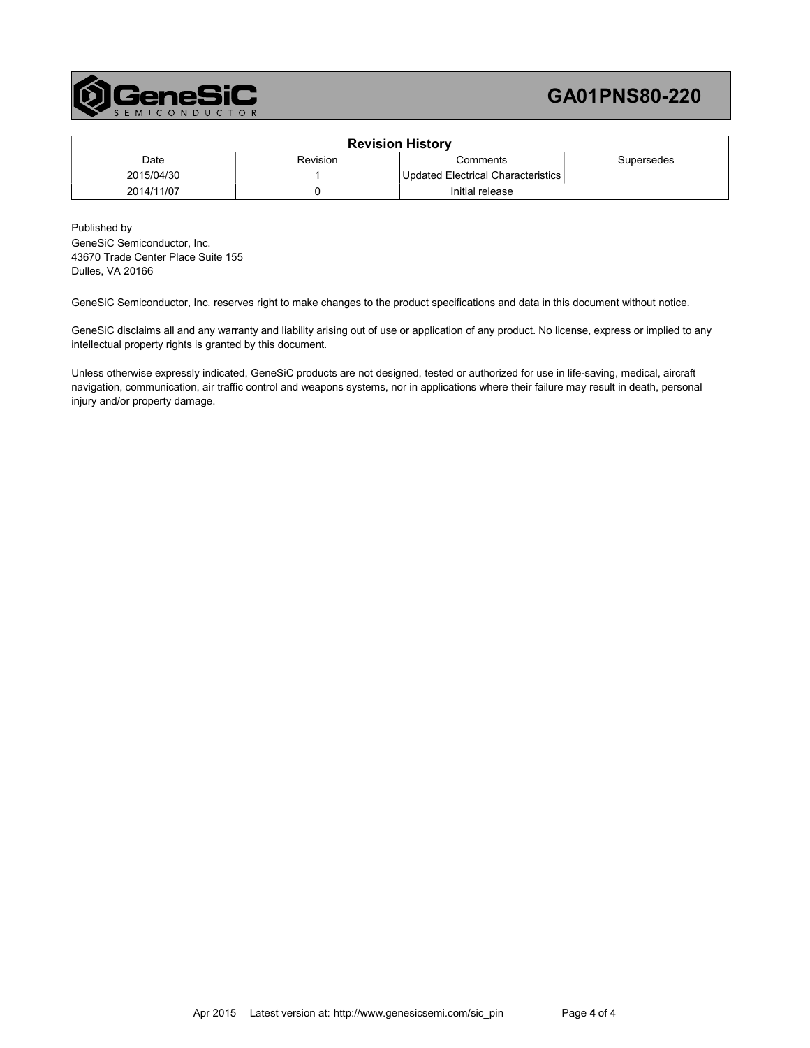## Revision History

| Date | Revision | Comments | Supersedes |
| --- | --- | --- | --- |
| 2015/04/30 | 1 | Updated Electrical Characteristics | |
| 2014/11/07 | 0 | Initial release | |

Published by
GeneSiC Semiconductor, Inc.
43670 Trade Center Place Suite 155
Dulles, VA 20166

GeneSiC Semiconductor, Inc. reserves right to make changes to the product specifications and data in this document without notice.

GeneSiC disclaims all and any warranty and liability arising out of use or application of any product. No license, express or implied to any intellectual property rights is granted by this document.

Unless otherwise expressly indicated, GeneSiC products are not designed, tested or authorized for use in life-saving, medical, aircraft navigation, communication, air traffic control and weapons systems, nor in applications where their failure may result in death, personal injury and/or property damage.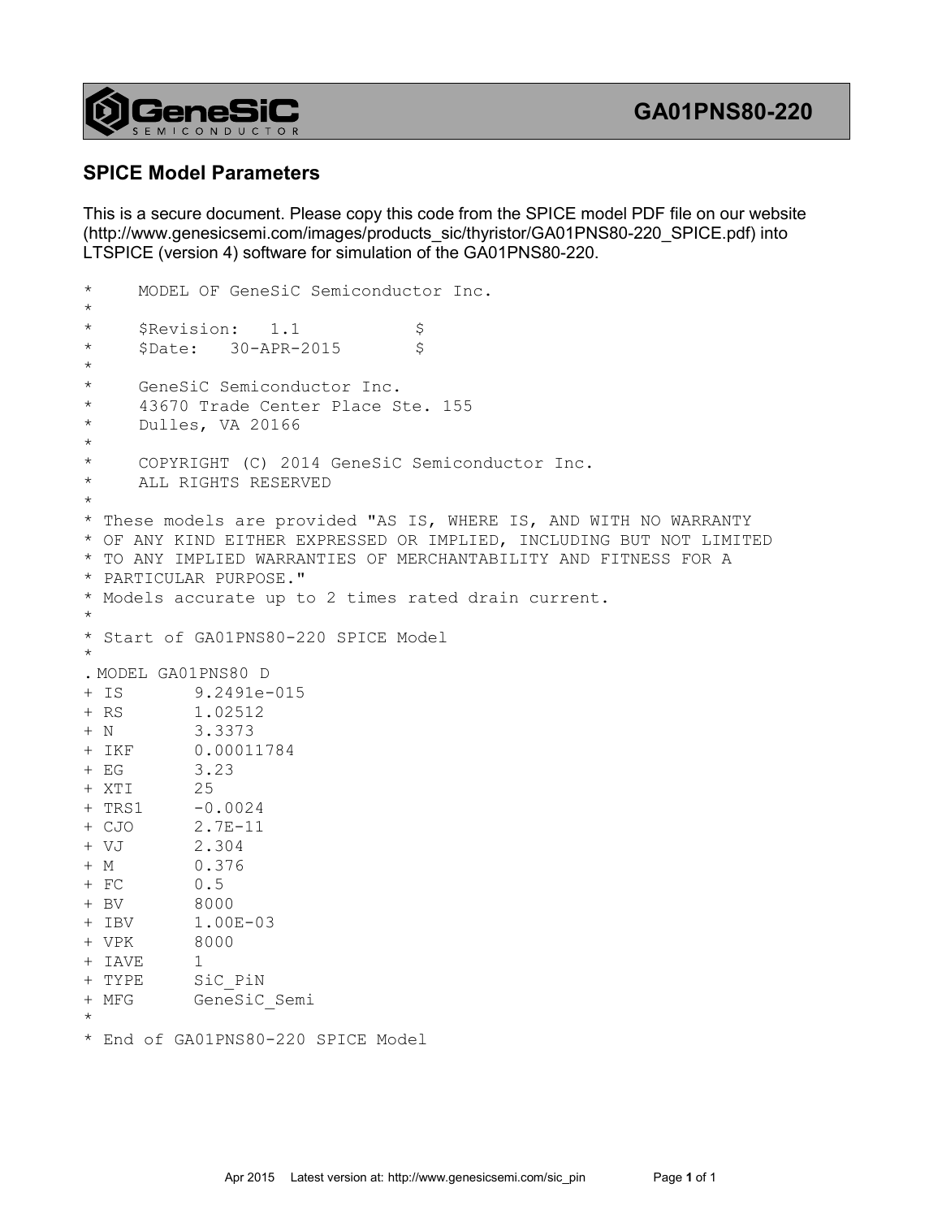# GA01PNS80-220

## SPICE Model Parameters

This is a secure document. Please copy this code from the SPICE model PDF file on our website (http://www.genesicsemi.com/images/products_sic/thyristor/GA01PNS80-220_SPICE.pdf) into LTSPICE (version 4) software for simulation of the GA01PNS80-220.

```
*     MODEL OF GeneSiC Semiconductor Inc.
*
*     $Revision:   1.1           $
*     $Date:   30-APR-2015       $
*
*     GeneSiC Semiconductor Inc.
*     43670 Trade Center Place Ste. 155
*     Dulles, VA 20166
*
*     COPYRIGHT (C) 2014 GeneSiC Semiconductor Inc.
*     ALL RIGHTS RESERVED
*
* These models are provided "AS IS, WHERE IS, AND WITH NO WARRANTY
* OF ANY KIND EITHER EXPRESSED OR IMPLIED, INCLUDING BUT NOT LIMITED
* TO ANY IMPLIED WARRANTIES OF MERCHANTABILITY AND FITNESS FOR A
* PARTICULAR PURPOSE."
* Models accurate up to 2 times rated drain current.
*
* Start of GA01PNS80-220 SPICE Model
*
.MODEL GA01PNS80 D
+ IS       9.2491e-015
+ RS       1.02512
+ N        3.3373
+ IKF      0.00011784
+ EG       3.23
+ XTI      25
+ TRS1     -0.0024
+ CJO      2.7E-11
+ VJ       2.304
+ M        0.376
+ FC       0.5
+ BV       8000
+ IBV      1.00E-03
+ VPK      8000
+ IAVE     1
+ TYPE     SiC_PiN
+ MFG      GeneSiC_Semi
*
* End of GA01PNS80-220 SPICE Model
```